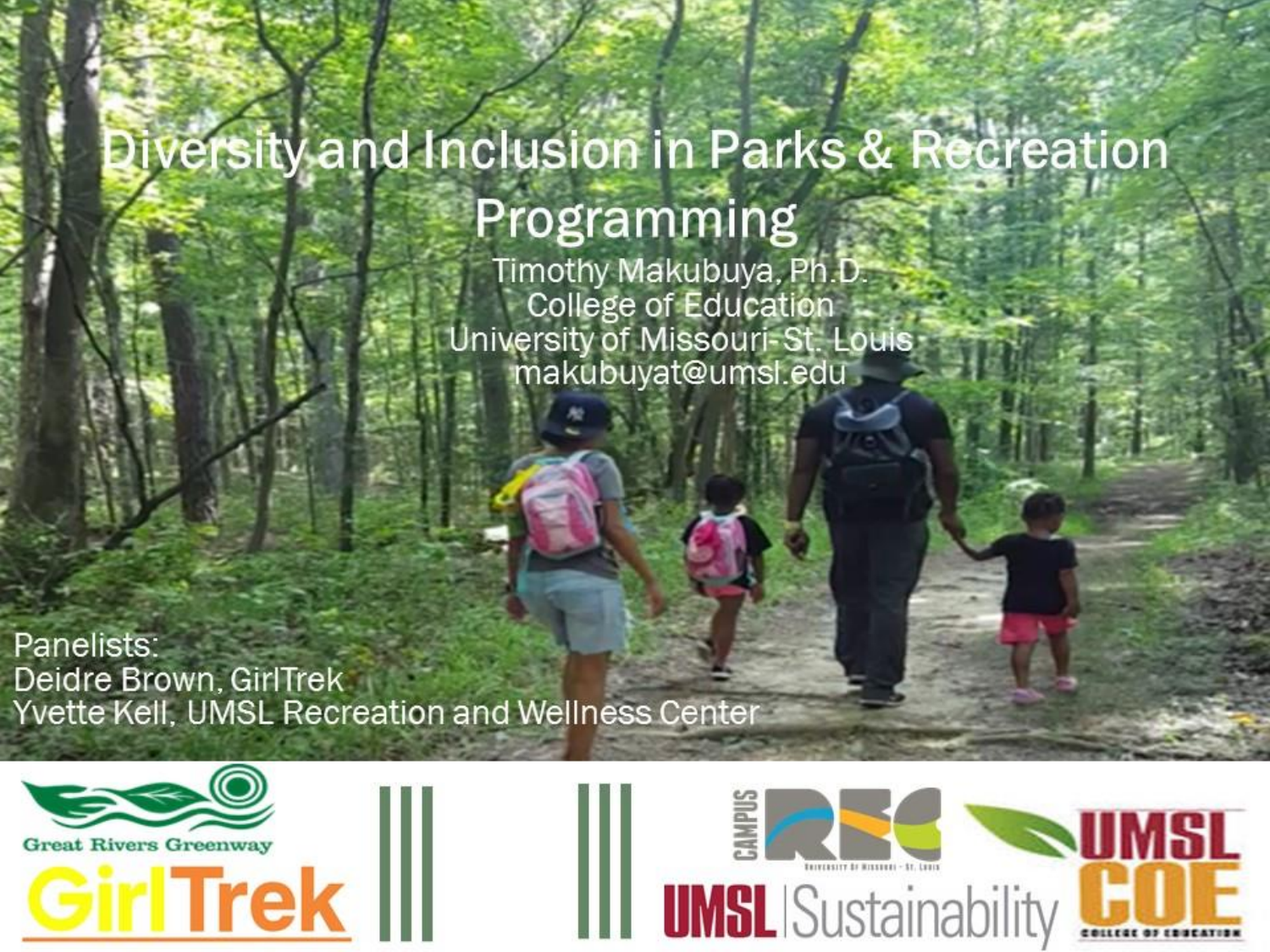# Diversity and Inclusion in Parks & Recreation Programming

Timothy Makubuya, Ph.D.
College of Education
University of Missouri- St. Louis
makubuyat@umsl.edu

Panelists:
Deidre Brown, GirlTrek
Yvette Kell, UMSL Recreation and Wellness Center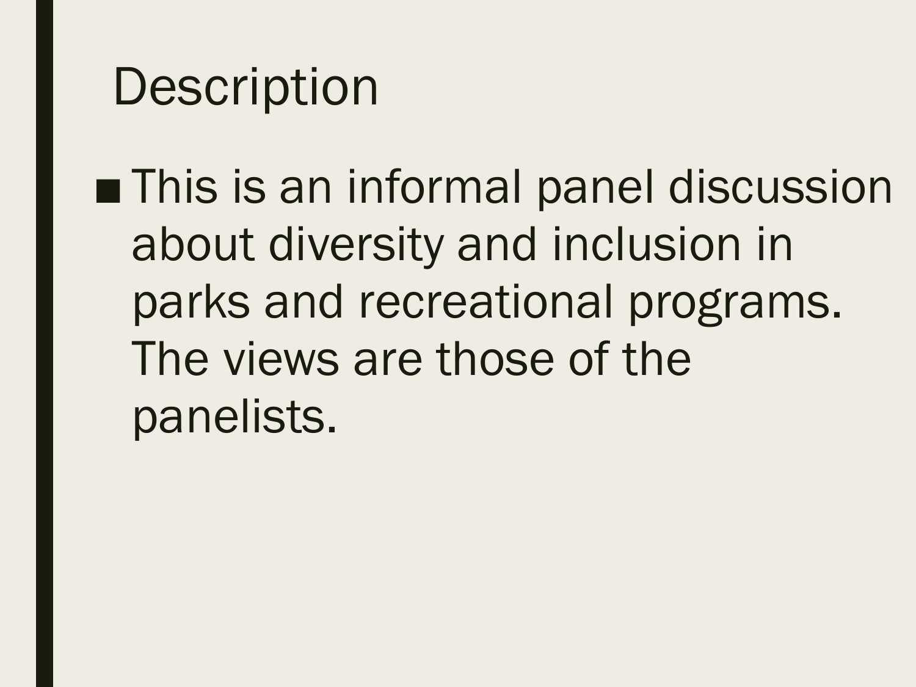# Description

- This is an informal panel discussion about diversity and inclusion in parks and recreational programs. The views are those of the panelists.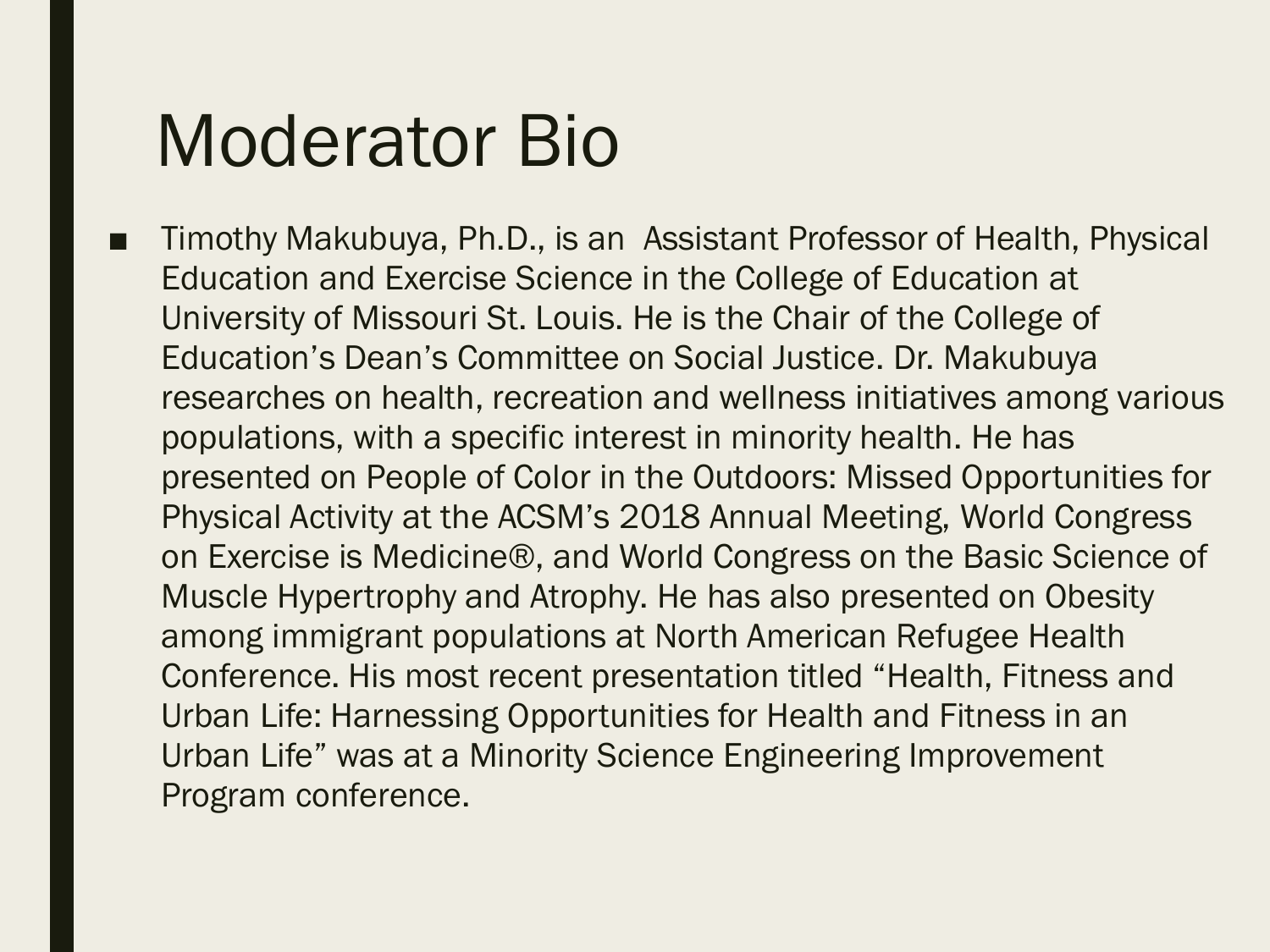# Moderator Bio

- Timothy Makubuya, Ph.D., is an Assistant Professor of Health, Physical Education and Exercise Science in the College of Education at University of Missouri St. Louis. He is the Chair of the College of Education's Dean's Committee on Social Justice. Dr. Makubuya researches on health, recreation and wellness initiatives among various populations, with a specific interest in minority health. He has presented on People of Color in the Outdoors: Missed Opportunities for Physical Activity at the ACSM's 2018 Annual Meeting, World Congress on Exercise is Medicine®, and World Congress on the Basic Science of Muscle Hypertrophy and Atrophy. He has also presented on Obesity among immigrant populations at North American Refugee Health Conference. His most recent presentation titled "Health, Fitness and Urban Life: Harnessing Opportunities for Health and Fitness in an Urban Life" was at a Minority Science Engineering Improvement Program conference.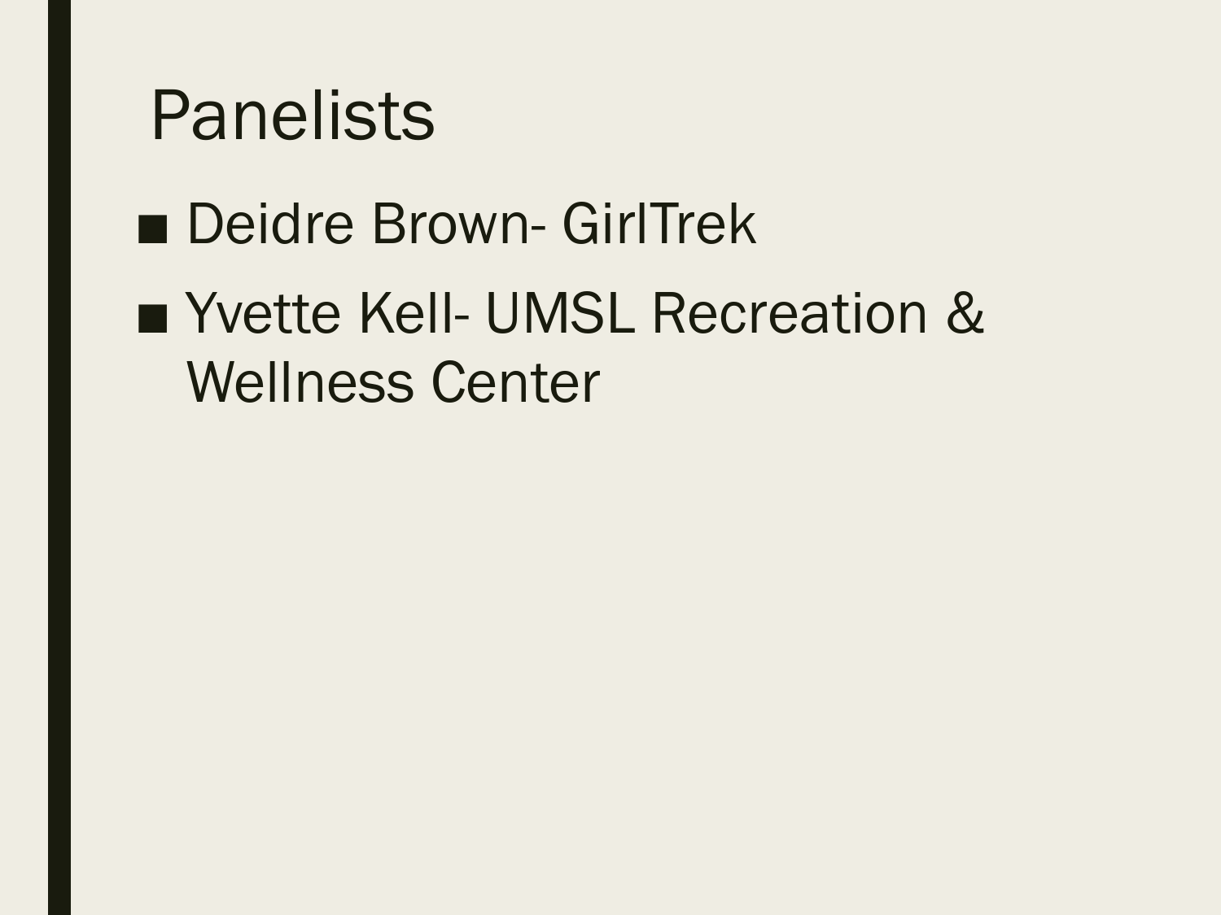# Panelists

- Deidre Brown- GirlTrek
- Yvette Kell- UMSL Recreation & Wellness Center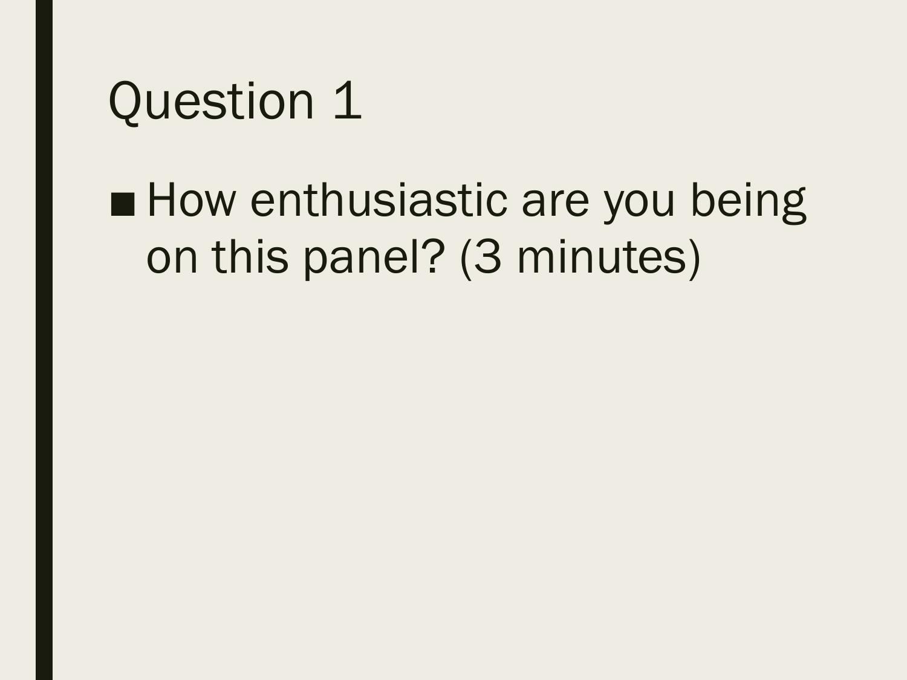# Question 1

- How enthusiastic are you being on this panel? (3 minutes)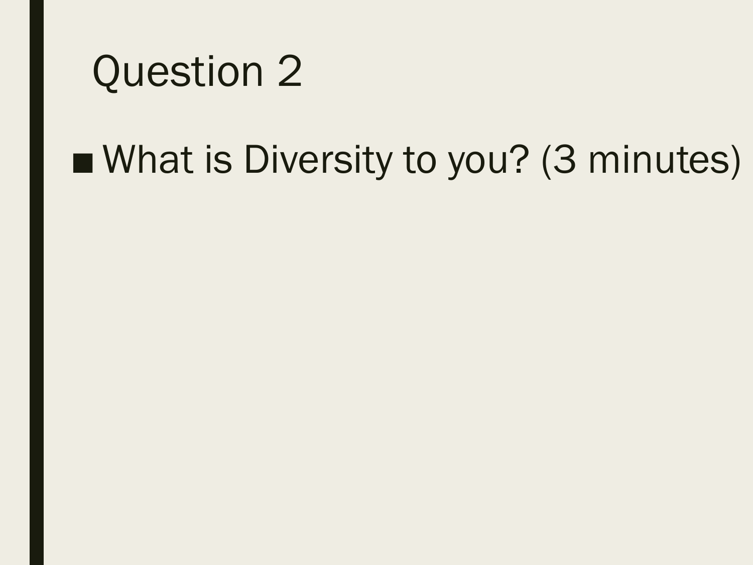# Question 2

- What is Diversity to you? (3 minutes)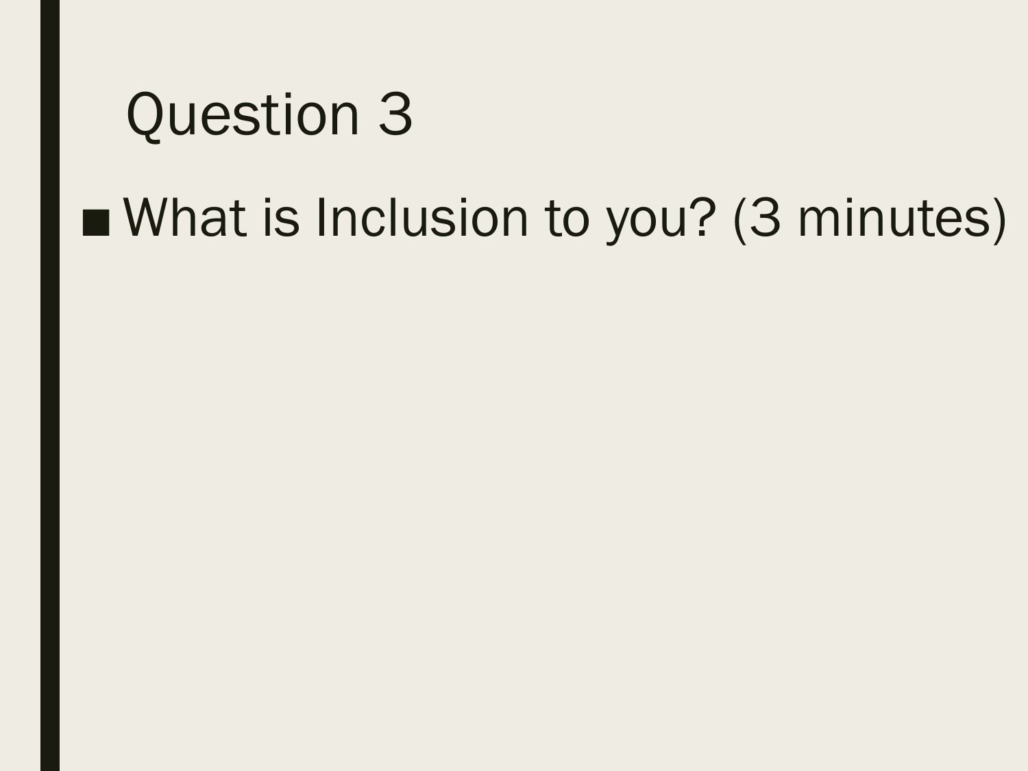# Question 3

- What is Inclusion to you? (3 minutes)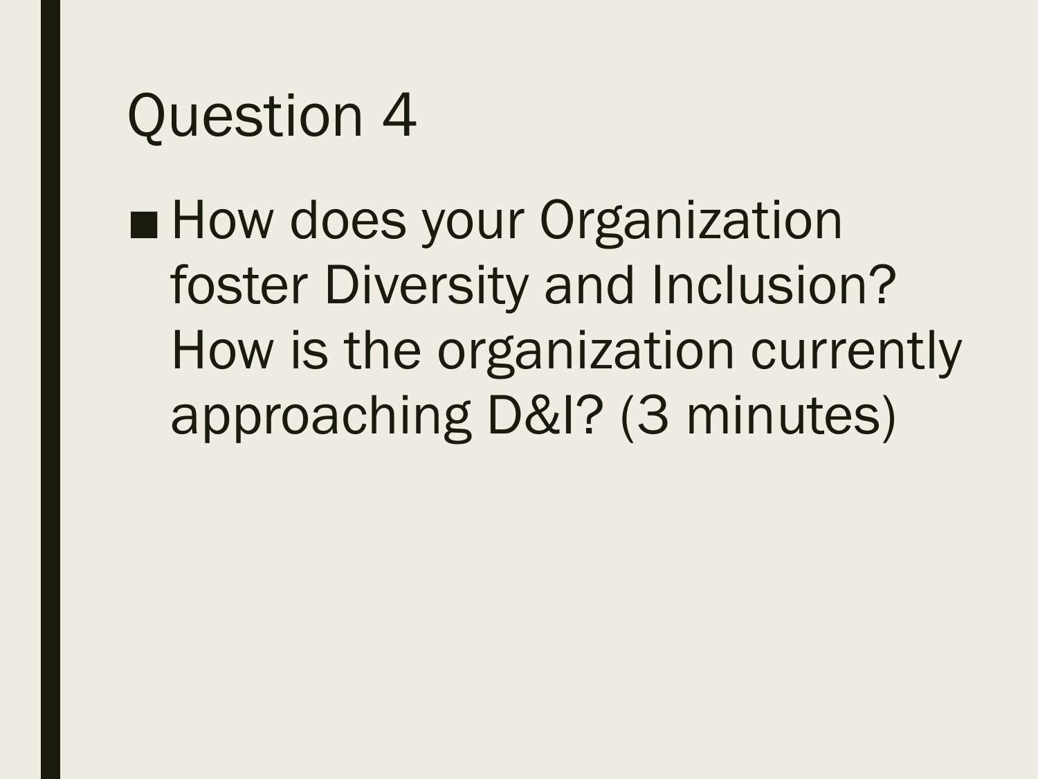# Question 4

- How does your Organization foster Diversity and Inclusion? How is the organization currently approaching D&I? (3 minutes)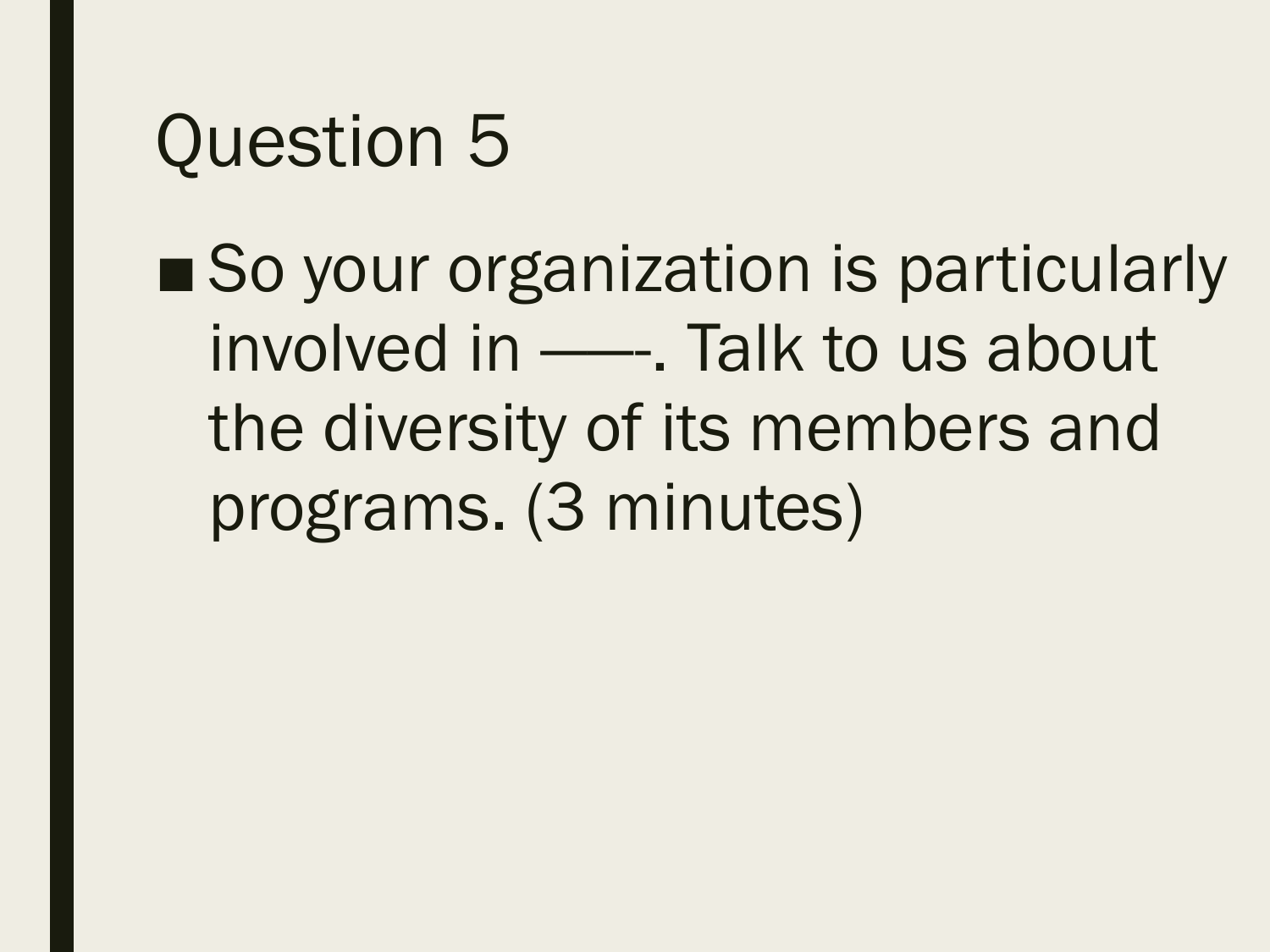# Question 5

- So your organization is particularly involved in ——-. Talk to us about the diversity of its members and programs. (3 minutes)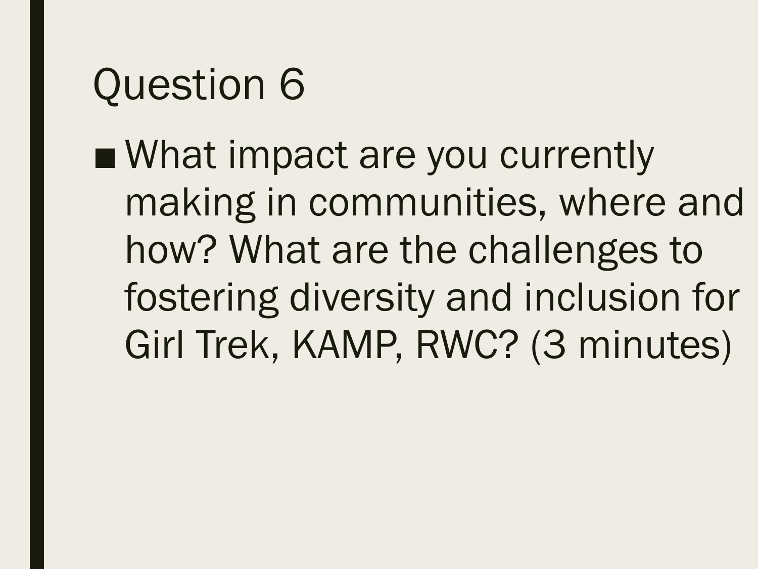# Question 6

- What impact are you currently making in communities, where and how? What are the challenges to fostering diversity and inclusion for Girl Trek, KAMP, RWC? (3 minutes)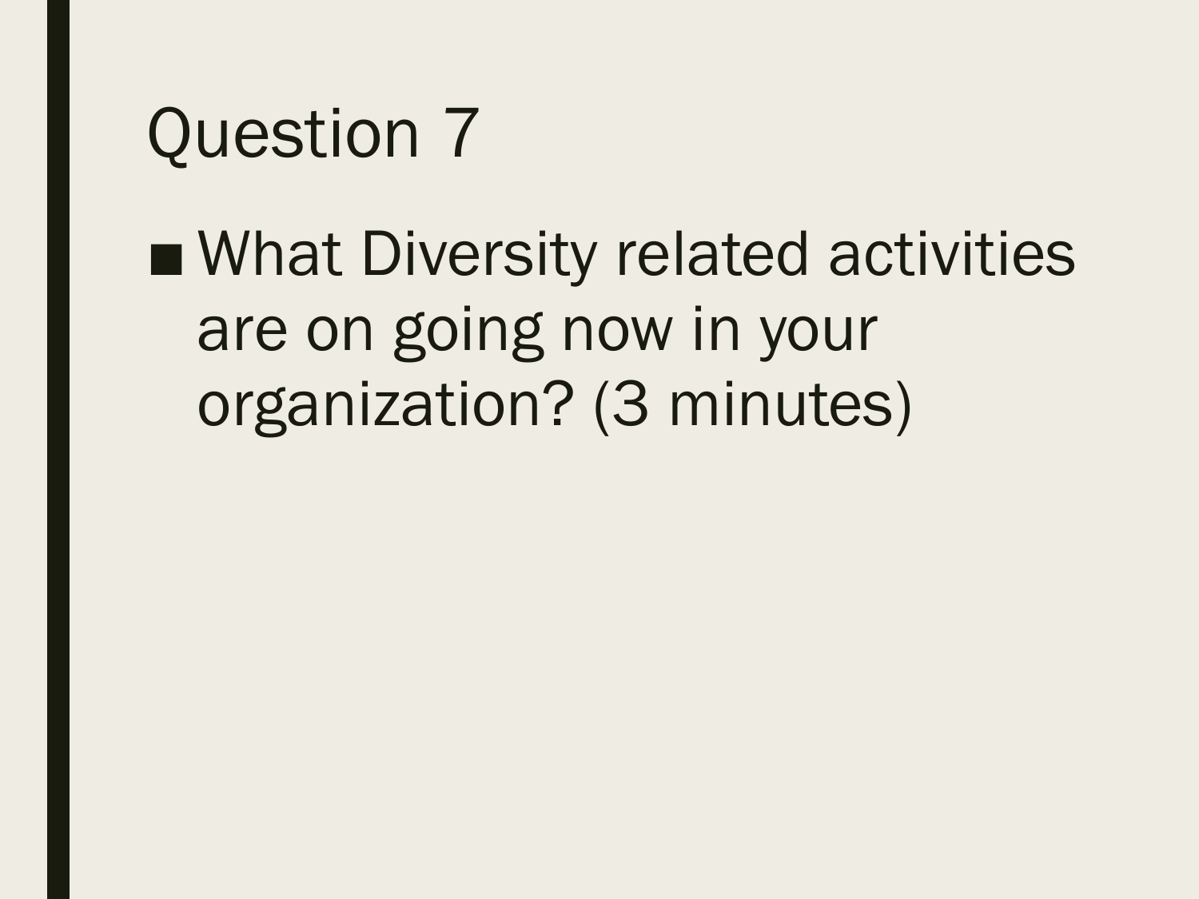# Question 7

- What Diversity related activities are on going now in your organization? (3 minutes)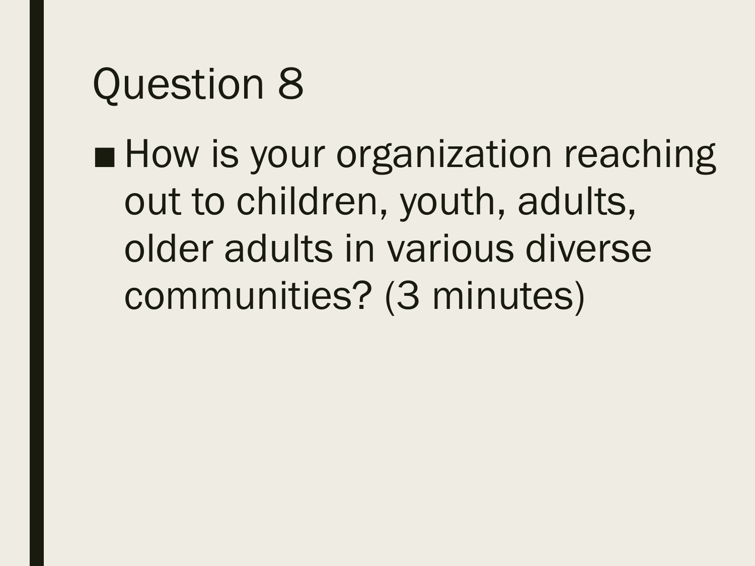# Question 8

- How is your organization reaching out to children, youth, adults, older adults in various diverse communities? (3 minutes)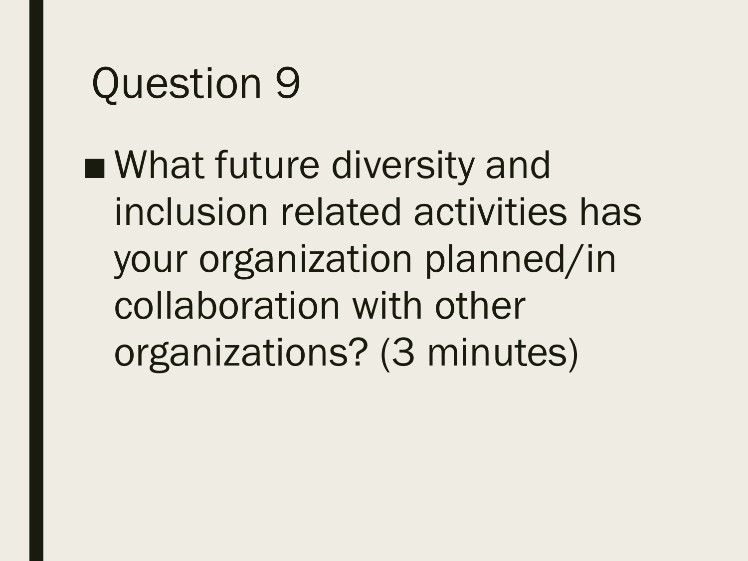# Question 9

- What future diversity and inclusion related activities has your organization planned/in collaboration with other organizations? (3 minutes)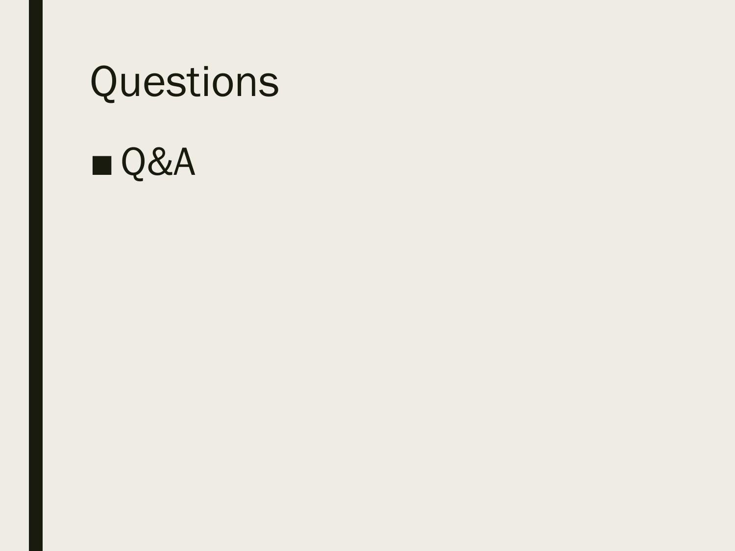# Questions

- Q&A